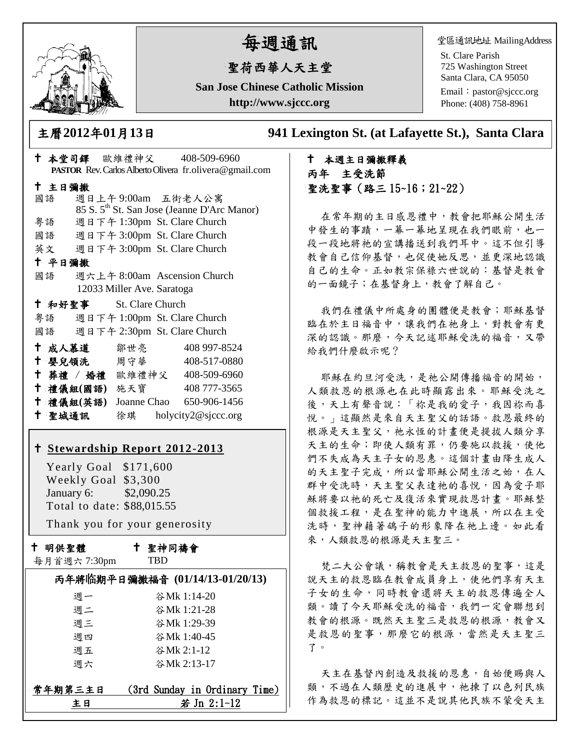# 每週通訊

## 聖荷西華人天主堂

**San Jose Chinese Catholic Mission**

**http://www.sjccc.org**

堂區通訊地址 MailingAddress

St. Clare Parish
725 Washington Street
Santa Clara, CA 95050
Email：pastor@sjccc.org
Phone: (408) 758-8961

**主曆2012年01月13日** **941 Lexington St. (at Lafayette St.), Santa Clara**

✝ **本堂司鐸** 歐維禮神父 408-509-6960
**PASTOR** Rev. Carlos Alberto Olivera fr.olivera@gmail.com

✝ **主日彌撒**

國語 週日上午 9:00am 五街老人公寓
85 S. 5th St. San Jose (Jeanne D'Arc Manor)
粵語 週日下午 1:30pm St. Clare Church
國語 週日下午 3:00pm St. Clare Church
英文 週日下午 3:00pm St. Clare Church

✝ **平日彌撒**

國語 週六上午 8:00am Ascension Church
12033 Miller Ave. Saratoga

✝ **和好聖事** St. Clare Church

粵語 週日下午 1:00pm St. Clare Church
國語 週日下午 2:30pm St. Clare Church

| | | |
|---|---|---|
| ✝ **成人慕道** | 鄒世亮 | 408 997-8524 |
| ✝ **嬰兒領洗** | 周守華 | 408-517-0880 |
| ✝ **葬禮 / 婚禮** | 歐維禮神父 | 408-509-6960 |
| ✝ **禮儀組(國語)** | 施天寶 | 408 777-3565 |
| ✝ **禮儀組(英語)** | Joanne Chao | 650-906-1456 |
| ✝ **聖城通訊** | 徐琪 | holycity2@sjccc.org |

✝ **Stewardship Report 2012-2013**

Yearly Goal $171,600
Weekly Goal $3,300
January 6: $2,090.25
Total to date: $88,015.55

Thank you for your generosity

✝ **明供聖體** 每月首週六 7:30pm

✝ **聖神同禱會** TBD

**丙年將臨期平日彌撒福音 (01/14/13-01/20/13)**

| | |
|---|---|
| 週一 | 谷Mk 1:14-20 |
| 週二 | 谷Mk 1:21-28 |
| 週三 | 谷Mk 1:29-39 |
| 週四 | 谷Mk 1:40-45 |
| 週五 | 谷Mk 2:1-12 |
| 週六 | 谷Mk 2:13-17 |

**常年期第三主日** (3rd Sunday in Ordinary Time)
**主日** 若 Jn 2:1-12

✝ **本週主日彌撒釋義**

**丙年 主受洗節**

**聖洗聖事（路三 15~16；21~22）**

在常年期的主日感恩禮中，教會把耶穌公開生活中發生的事蹟，一幕一幕地呈現在我們眼前，也一段一段地將祂的宣講播送到我們耳中。這不但引導教會自己信仰基督，也促使她反思，並更深地認識自己的生命。正如教宗保祿六世說的：基督是教會的一面鏡子；在基督身上，教會了解自己。

我們在禮儀中所處身的團體便是教會；耶穌基督臨在於主日福音中，讓我們在祂身上，對教會有更深的認識。那麼，今天記述耶穌受洗的福音，又帶給我們什麼啟示呢？

耶穌在約旦河受洗，是祂公開傳播福音的開始，人類救恩的根源也在此時顯露出來。耶穌受洗之後，天上有聲音說：「祢是我的愛子，我因祢而喜悅。」這顯然是來自天主聖父的話語。救恩最終的根源是天主聖父，祂永恆的計畫便是提拔人類分享天主的生命；即使人類有罪，仍要施以救援，使他們不失成為天主子女的恩惠。這個計畫由降生成人的天主聖子完成，所以當耶穌公開生活之始，在人群中受洗時，天主聖父表達祂的喜悅，因為愛子耶穌將要以祂的死亡及復活來實現救恩計畫。耶穌整個救援工程，是在聖神的能力中進展，所以在主受洗時，聖神藉著鴿子的形象降在祂上邊。如此看來，人類救恩的根源是天主聖三。

梵二大公會議，稱教會是天主救恩的聖事，這是說天主的救恩臨在教會成員身上，使他們享有天主子女的生命，同時教會還將天主的救恩傳遍全人類。讀了今天耶穌受洗的福音，我們一定會聯想到教會的根源。既然天主聖三是救恩的根源，教會又是救恩的聖事，那麼它的根源，當然是天主聖三了。

天主在基督內創造及救援的恩惠，自始便賜與人類，不過在人類歷史的進展中，祂揀了以色列民族作為救恩的標記。這並不是說其他民族不蒙受天主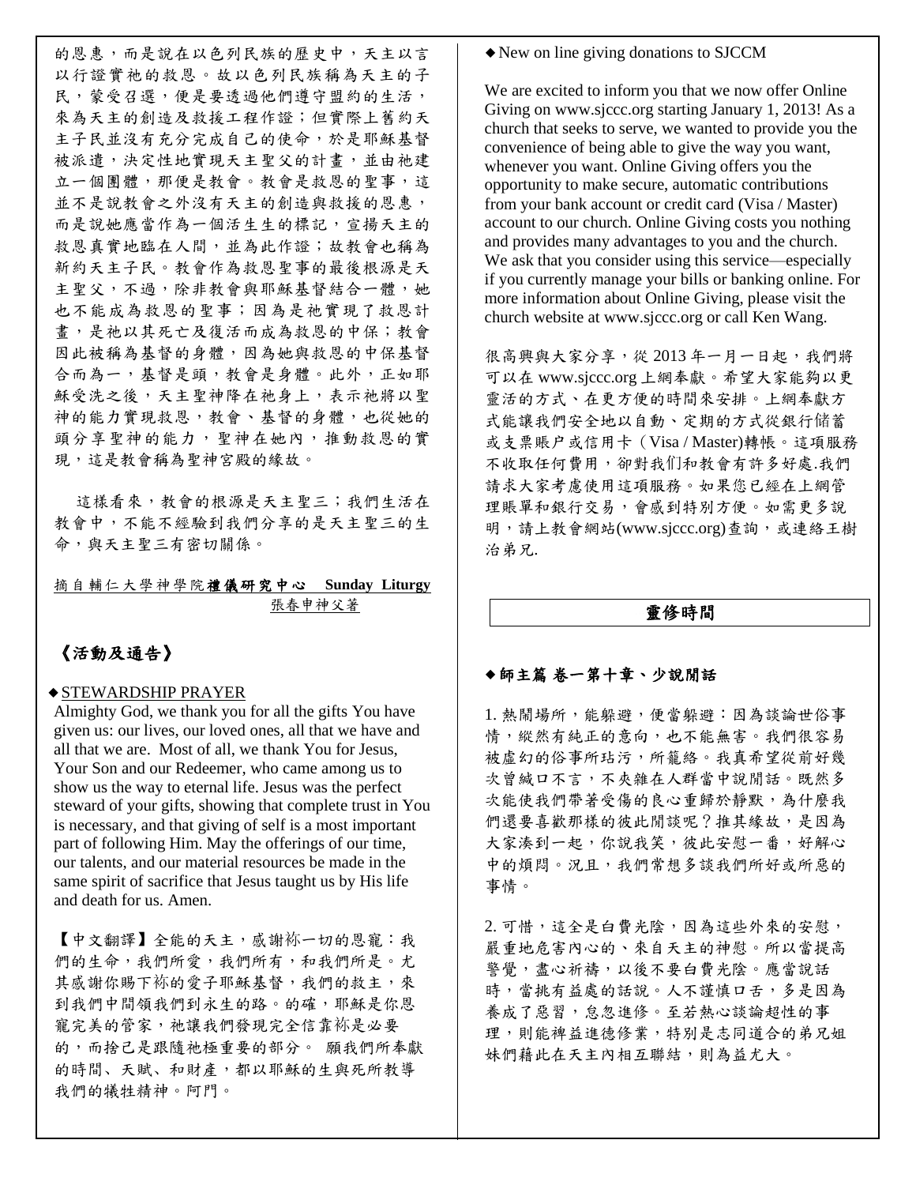的恩惠，而是說在以色列民族的歷史中，天主以言以行證實祂的救恩。故以色列民族稱為天主的子民，蒙受召選，便是要透過他們遵守盟約的生活，來為天主的創造及救援工程作證；但實際上舊約天主子民並沒有充分完成自己的使命，於是耶穌基督被派遣，決定性地實現天主聖父的計畫，並由祂建立一個團體，那便是教會。教會是救恩的聖事，這並不是說教會之外沒有天主的創造與救援的恩惠，而是說她應當作為一個活生生的標記，宣揚天主的救恩真實地臨在人間，並為此作證；故教會也稱為新約天主子民。教會作為救恩聖事的最後根源是天主聖父，不過，除非教會與耶穌基督結合一體，她也不能成為救恩的聖事；因為是祂實現了救恩計畫，是祂以其死亡及復活而成為救恩的中保；教會因此被稱為基督的身體，因為她與救恩的中保基督合而為一，基督是頭，教會是身體。此外，正如耶穌受洗之後，天主聖神降在祂身上，表示祂將以聖神的能力實現救恩，教會、基督的身體，也從她的頭分享聖神的能力，聖神在她內，推動救恩的實現，這是教會稱為聖神宮殿的緣故。

這樣看來，教會的根源是天主聖三；我們生活在教會中，不能不經驗到我們分享的是天主聖三的生命，與天主聖三有密切關係。

摘自輔仁大學神學院**禮儀研究中心 Sunday Liturgy** 張春申神父著

## 《活動及通告》

◆STEWARDSHIP PRAYER

Almighty God, we thank you for all the gifts You have given us: our lives, our loved ones, all that we have and all that we are. Most of all, we thank You for Jesus, Your Son and our Redeemer, who came among us to show us the way to eternal life. Jesus was the perfect steward of your gifts, showing that complete trust in You is necessary, and that giving of self is a most important part of following Him. May the offerings of our time, our talents, and our material resources be made in the same spirit of sacrifice that Jesus taught us by His life and death for us. Amen.

【中文翻譯】全能的天主，感謝祢一切的恩寵：我們的生命，我們所愛，我們所有，和我們所是。尤其感謝你賜下祢的愛子耶穌基督，我們的救主，來到我們中間領我們到永生的路。的確，耶穌是你恩寵完美的管家，祂讓我們發現完全信靠祢是必要的，而捨己是跟隨祂極重要的部分。 願我們所奉獻的時間、天賦、和財產，都以耶穌的生與死所教導我們的犧牲精神。阿門。

◆New on line giving donations to SJCCM

We are excited to inform you that we now offer Online Giving on www.sjccc.org starting January 1, 2013! As a church that seeks to serve, we wanted to provide you the convenience of being able to give the way you want, whenever you want. Online Giving offers you the opportunity to make secure, automatic contributions from your bank account or credit card (Visa / Master) account to our church. Online Giving costs you nothing and provides many advantages to you and the church. We ask that you consider using this service—especially if you currently manage your bills or banking online. For more information about Online Giving, please visit the church website at www.sjccc.org or call Ken Wang.

很高興與大家分享，從 2013 年一月一日起，我們將可以在 www.sjccc.org 上網奉獻。希望大家能夠以更靈活的方式、在更方便的時間來安排。上網奉獻方式能讓我們安全地以自動、定期的方式從銀行儲蓄或支票賬户或信用卡（Visa / Master)轉帳。這項服務不收取任何費用，卻對我们和教會有許多好處.我們請求大家考慮使用這項服務。如果您已經在上網管理賬單和銀行交易，會感到特別方便。如需更多說明，請上教會網站(www.sjccc.org)查詢，或連絡王樹治弟兄.

## 靈修時間

### ◆師主篇 卷一第十章、少說閒話

1. 熱鬧場所，能躲避，便當躲避：因為談論世俗事情，縱然有純正的意向，也不能無害。我們很容易被虛幻的俗事所玷污，所籠絡。我真希望從前好幾次曾緘口不言，不夾雜在人群當中說閒話。既然多次能使我們帶著受傷的良心重歸於靜默，為什麼我們還要喜歡那樣的彼此閒談呢？推其緣故，是因為大家湊到一起，你說我笑，彼此安慰一番，好解心中的煩悶。況且，我們常想多談我們所好或所惡的事情。

2. 可惜，這全是白費光陰，因為這些外來的安慰，嚴重地危害內心的、來自天主的神慰。所以當提高警覺，盡心祈禱，以後不要白費光陰。應當說話時，當挑有益處的話說。人不謹慎口舌，多是因為養成了惡習，怠忽進修。至若熱心談論超性的事理，則能裨益進德修業，特別是志同道合的弟兄姐妹們藉此在天主內相互聯結，則為益尤大。